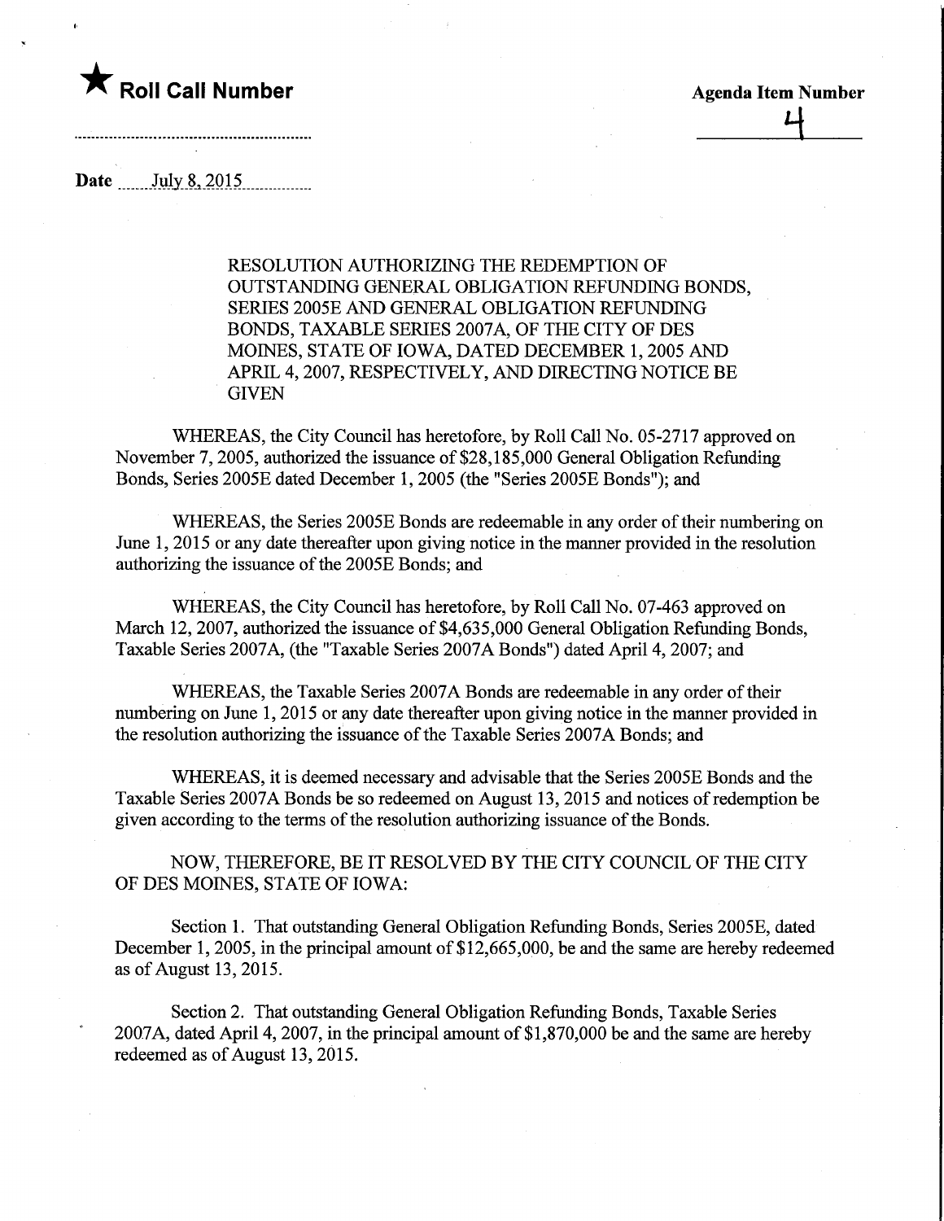★ **Roll Call Number**

**Agenda Item Number**

4

**Date** July 8, 2015

RESOLUTION AUTHORIZING THE REDEMPTION OF OUTSTANDING GENERAL OBLIGATION REFUNDING BONDS, SERIES 2005E AND GENERAL OBLIGATION REFUNDING BONDS, TAXABLE SERIES 2007A, OF THE CITY OF DES MOINES, STATE OF IOWA, DATED DECEMBER 1, 2005 AND APRIL 4, 2007, RESPECTIVELY, AND DIRECTING NOTICE BE GIVEN

WHEREAS, the City Council has heretofore, by Roll Call No. 05-2717 approved on November 7, 2005, authorized the issuance of $28,185,000 General Obligation Refunding Bonds, Series 2005E dated December 1, 2005 (the "Series 2005E Bonds"); and

WHEREAS, the Series 2005E Bonds are redeemable in any order of their numbering on June 1, 2015 or any date thereafter upon giving notice in the manner provided in the resolution authorizing the issuance of the 2005E Bonds; and

WHEREAS, the City Council has heretofore, by Roll Call No. 07-463 approved on March 12, 2007, authorized the issuance of $4,635,000 General Obligation Refunding Bonds, Taxable Series 2007A, (the "Taxable Series 2007A Bonds") dated April 4, 2007; and

WHEREAS, the Taxable Series 2007A Bonds are redeemable in any order of their numbering on June 1, 2015 or any date thereafter upon giving notice in the manner provided in the resolution authorizing the issuance of the Taxable Series 2007A Bonds; and

WHEREAS, it is deemed necessary and advisable that the Series 2005E Bonds and the Taxable Series 2007A Bonds be so redeemed on August 13, 2015 and notices of redemption be given according to the terms of the resolution authorizing issuance of the Bonds.

NOW, THEREFORE, BE IT RESOLVED BY THE CITY COUNCIL OF THE CITY OF DES MOINES, STATE OF IOWA:

Section 1. That outstanding General Obligation Refunding Bonds, Series 2005E, dated December 1, 2005, in the principal amount of $12,665,000, be and the same are hereby redeemed as of August 13, 2015.

Section 2. That outstanding General Obligation Refunding Bonds, Taxable Series 2007A, dated April 4, 2007, in the principal amount of $1,870,000 be and the same are hereby redeemed as of August 13, 2015.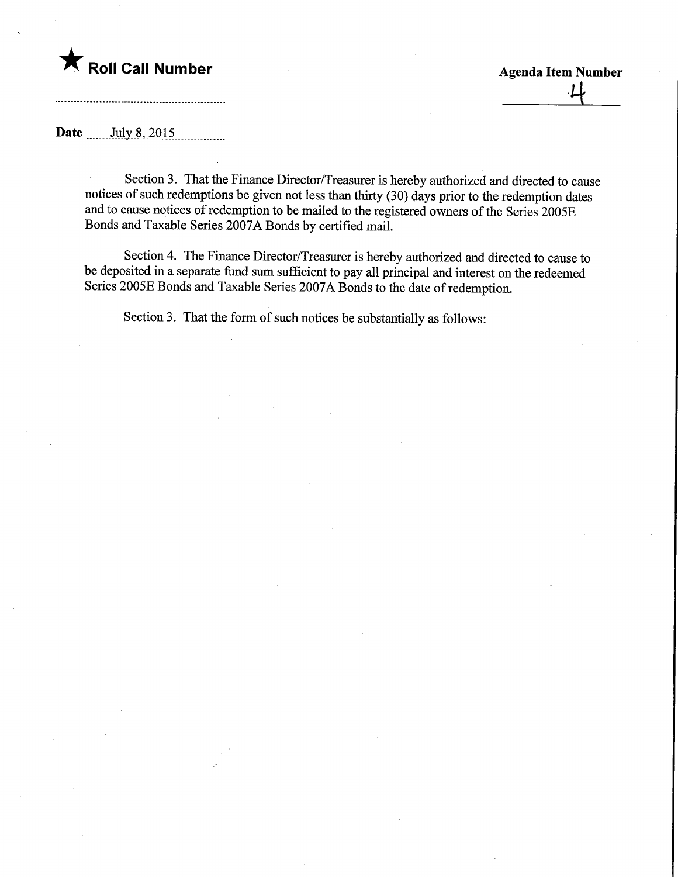**★ Roll Call Number**

**Agenda Item Number**

4

**Date** July 8, 2015

Section 3. That the Finance Director/Treasurer is hereby authorized and directed to cause notices of such redemptions be given not less than thirty (30) days prior to the redemption dates and to cause notices of redemption to be mailed to the registered owners of the Series 2005E Bonds and Taxable Series 2007A Bonds by certified mail.

Section 4. The Finance Director/Treasurer is hereby authorized and directed to cause to be deposited in a separate fund sum sufficient to pay all principal and interest on the redeemed Series 2005E Bonds and Taxable Series 2007A Bonds to the date of redemption.

Section 3. That the form of such notices be substantially as follows: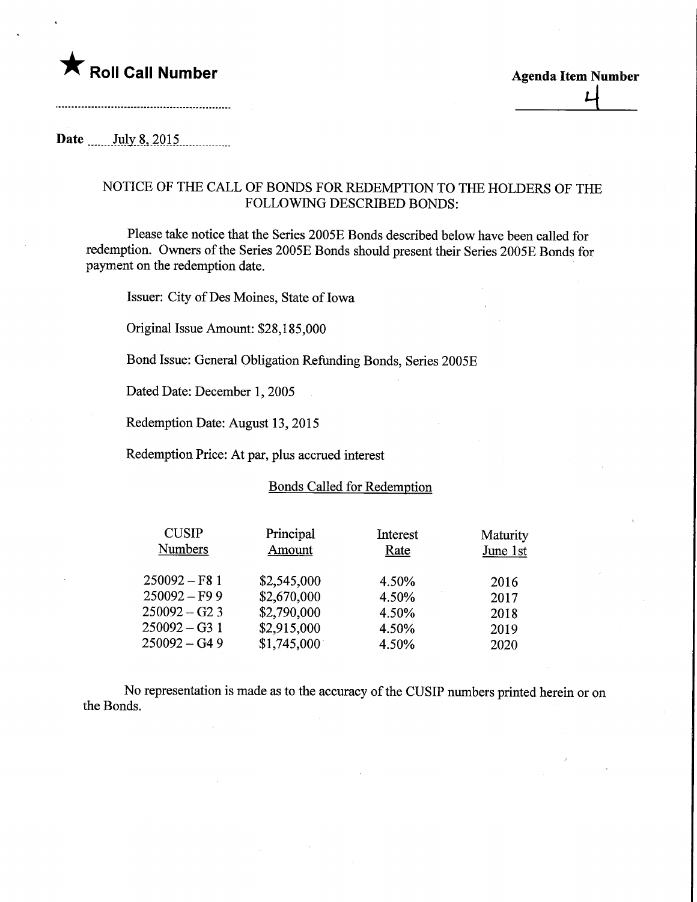★ **Roll Call Number**

**Agenda Item Number**

4

**Date** July 8, 2015

## NOTICE OF THE CALL OF BONDS FOR REDEMPTION TO THE HOLDERS OF THE FOLLOWING DESCRIBED BONDS:

Please take notice that the Series 2005E Bonds described below have been called for redemption. Owners of the Series 2005E Bonds should present their Series 2005E Bonds for payment on the redemption date.

Issuer: City of Des Moines, State of Iowa

Original Issue Amount: $28,185,000

Bond Issue: General Obligation Refunding Bonds, Series 2005E

Dated Date: December 1, 2005

Redemption Date: August 13, 2015

Redemption Price: At par, plus accrued interest

### Bonds Called for Redemption

| CUSIP Numbers | Principal Amount | Interest Rate | Maturity June 1st |
|---|---|---|---|
| 250092 – F8 1 | $2,545,000 | 4.50% | 2016 |
| 250092 – F9 9 | $2,670,000 | 4.50% | 2017 |
| 250092 – G2 3 | $2,790,000 | 4.50% | 2018 |
| 250092 – G3 1 | $2,915,000 | 4.50% | 2019 |
| 250092 – G4 9 | $1,745,000 | 4.50% | 2020 |

No representation is made as to the accuracy of the CUSIP numbers printed herein or on the Bonds.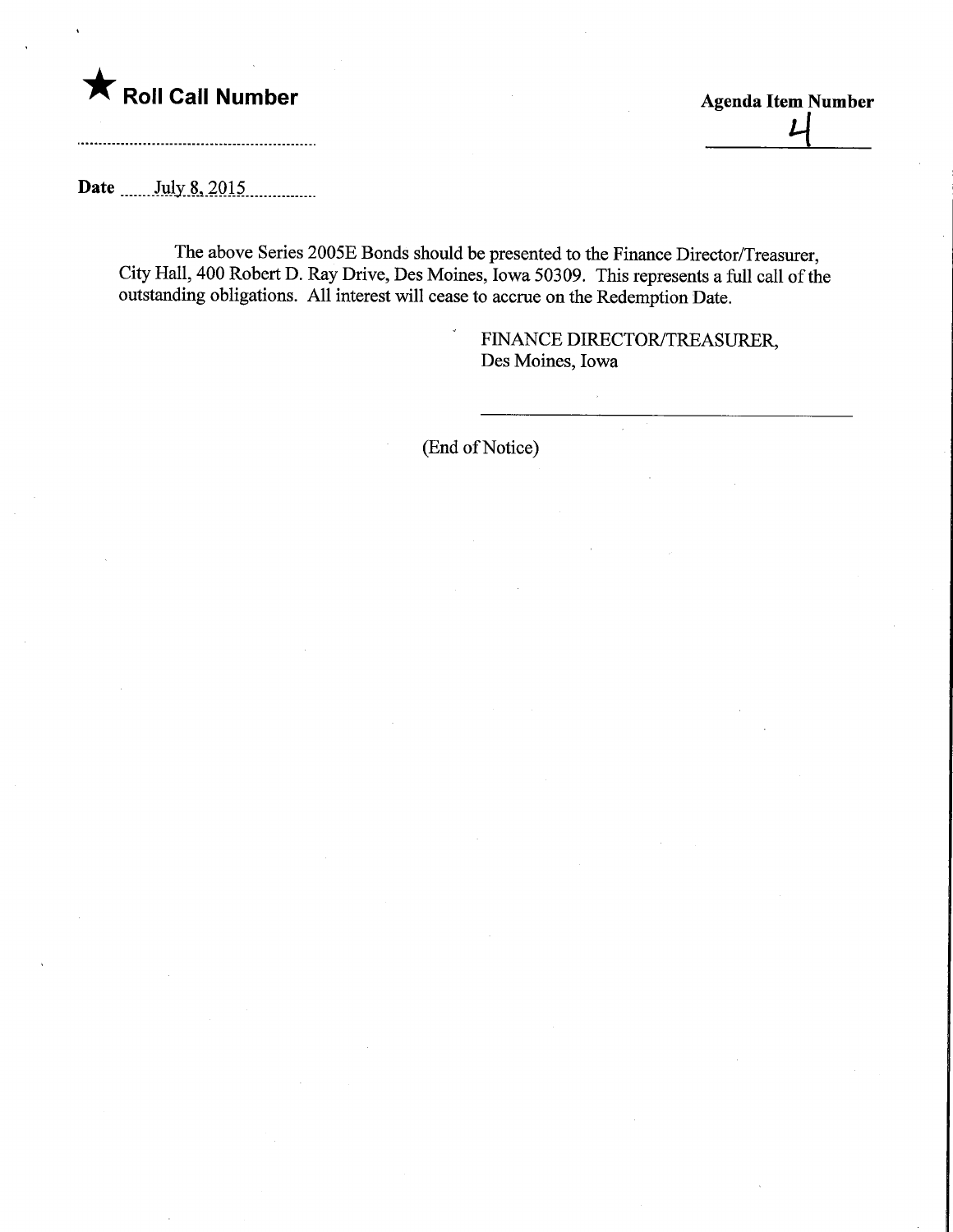★ **Roll Call Number**

**Agenda Item Number**

4

**Date** July 8, 2015

The above Series 2005E Bonds should be presented to the Finance Director/Treasurer, City Hall, 400 Robert D. Ray Drive, Des Moines, Iowa 50309. This represents a full call of the outstanding obligations. All interest will cease to accrue on the Redemption Date.

FINANCE DIRECTOR/TREASURER,
Des Moines, Iowa

(End of Notice)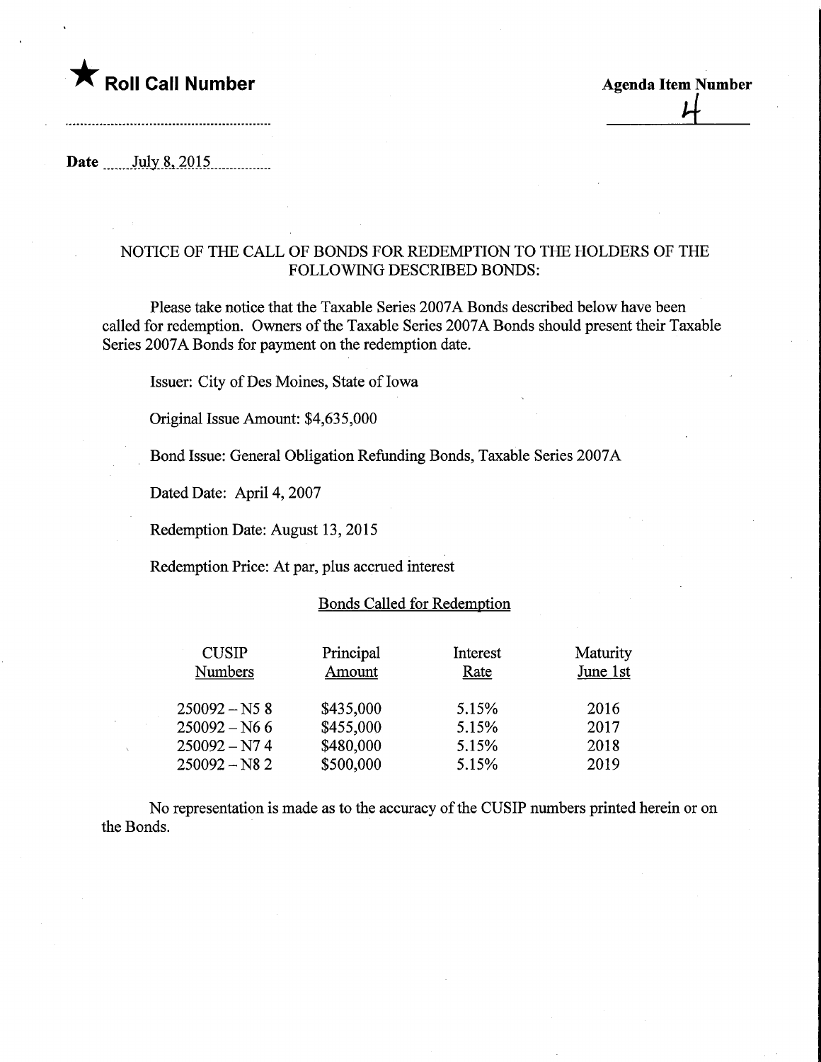★ **Roll Call Number**

**Agenda Item Number** 4

**Date** July 8, 2015

## NOTICE OF THE CALL OF BONDS FOR REDEMPTION TO THE HOLDERS OF THE FOLLOWING DESCRIBED BONDS:

Please take notice that the Taxable Series 2007A Bonds described below have been called for redemption. Owners of the Taxable Series 2007A Bonds should present their Taxable Series 2007A Bonds for payment on the redemption date.

Issuer: City of Des Moines, State of Iowa

Original Issue Amount: $4,635,000

Bond Issue: General Obligation Refunding Bonds, Taxable Series 2007A

Dated Date: April 4, 2007

Redemption Date: August 13, 2015

Redemption Price: At par, plus accrued interest

### Bonds Called for Redemption

| CUSIP Numbers | Principal Amount | Interest Rate | Maturity June 1st |
|---|---|---|---|
| 250092 – N5 8 | $435,000 | 5.15% | 2016 |
| 250092 – N6 6 | $455,000 | 5.15% | 2017 |
| 250092 – N7 4 | $480,000 | 5.15% | 2018 |
| 250092 – N8 2 | $500,000 | 5.15% | 2019 |

No representation is made as to the accuracy of the CUSIP numbers printed herein or on the Bonds.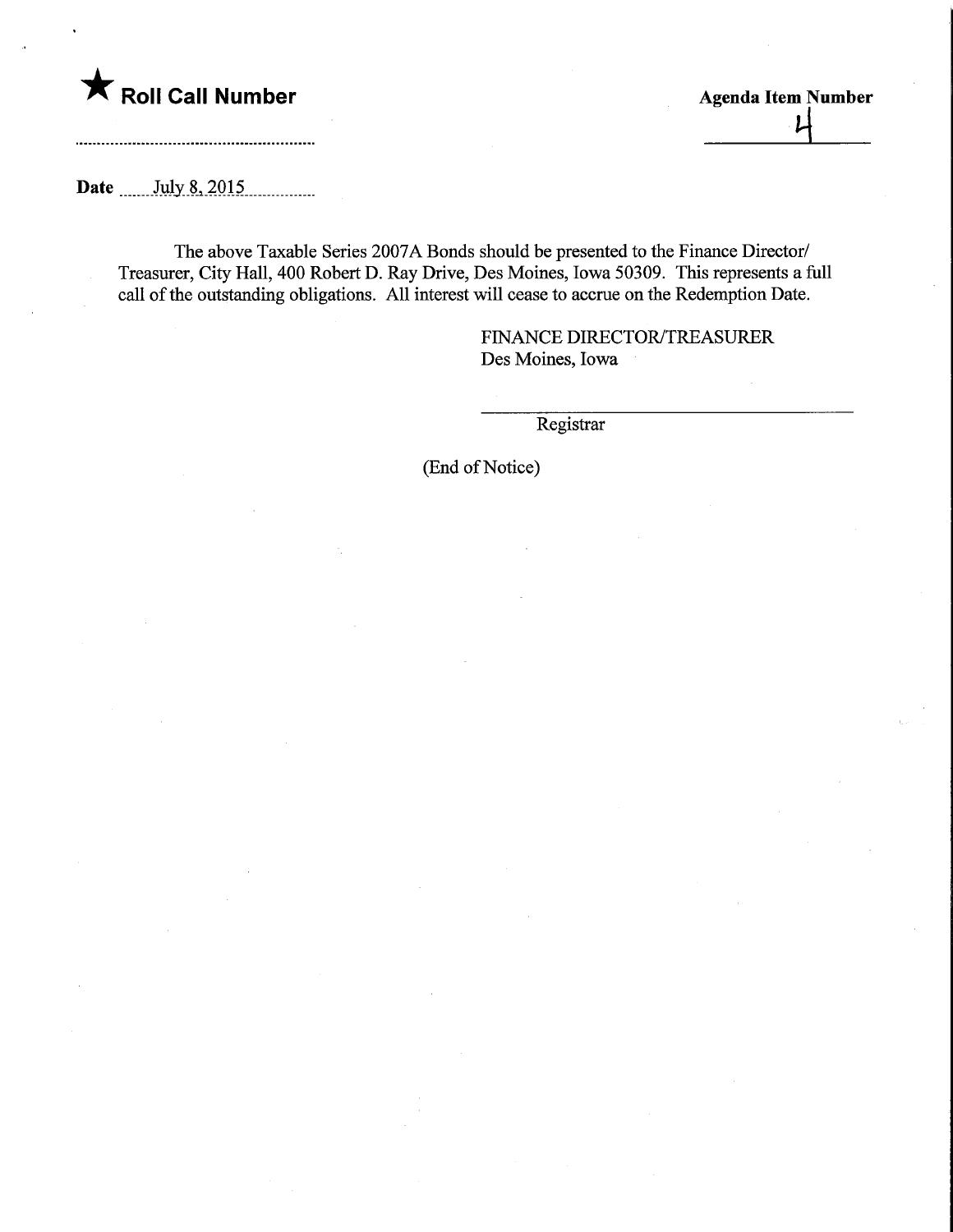★ **Roll Call Number**

**Agenda Item Number**
4

**Date** July 8, 2015

The above Taxable Series 2007A Bonds should be presented to the Finance Director/ Treasurer, City Hall, 400 Robert D. Ray Drive, Des Moines, Iowa 50309. This represents a full call of the outstanding obligations. All interest will cease to accrue on the Redemption Date.

FINANCE DIRECTOR/TREASURER
Des Moines, Iowa

Registrar

(End of Notice)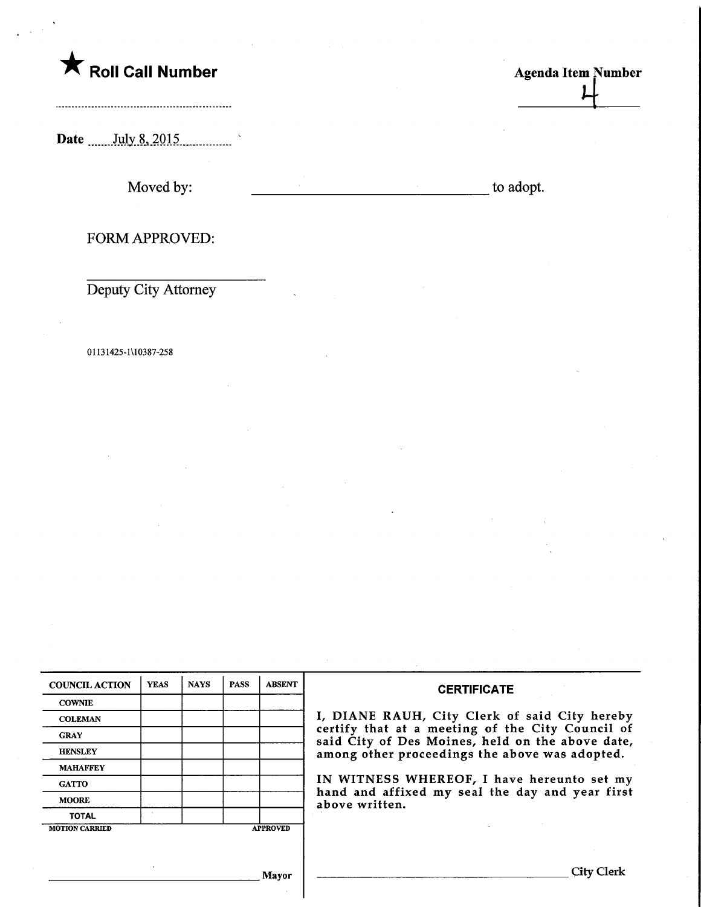★ **Roll Call Number**

**Agenda Item Number**

4

**Date** July 8, 2015

Moved by: ______________________________ to adopt.

FORM APPROVED:

______________________

Deputy City Attorney

01131425-1\10387-258

| COUNCIL ACTION | YEAS | NAYS | PASS | ABSENT |
|---|---|---|---|---|
| COWNIE | | | | |
| COLEMAN | | | | |
| GRAY | | | | |
| HENSLEY | | | | |
| MAHAFFEY | | | | |
| GATTO | | | | |
| MOORE | | | | |
| TOTAL | | | | |

MOTION CARRIED APPROVED

______________________________ Mayor

**CERTIFICATE**

I, DIANE RAUH, City Clerk of said City hereby certify that at a meeting of the City Council of said City of Des Moines, held on the above date, among other proceedings the above was adopted.

IN WITNESS WHEREOF, I have hereunto set my hand and affixed my seal the day and year first above written.

______________________________ City Clerk